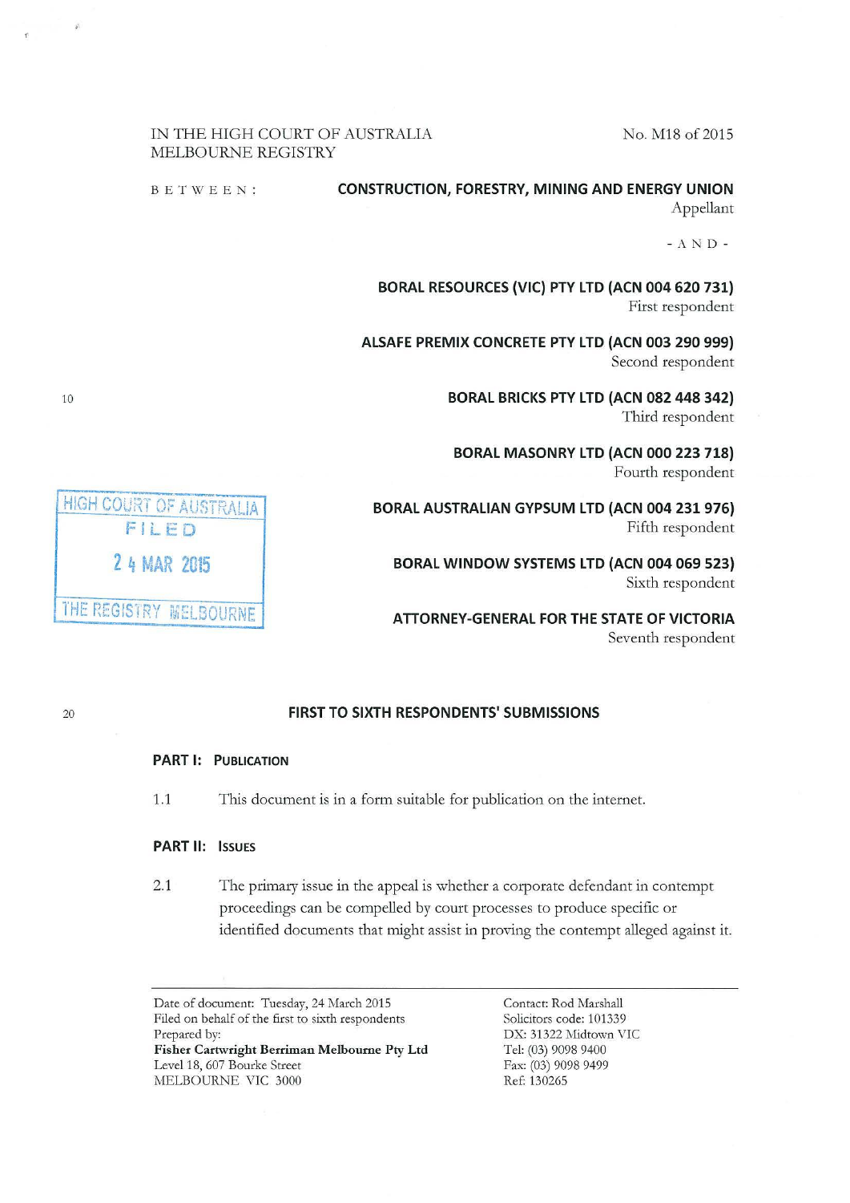IN THE HIGH COURT OF AUSTRALIA
MELBOURNE REGISTRY

No. M18 of 2015

BETWEEN:

**CONSTRUCTION, FORESTRY, MINING AND ENERGY UNION**
Appellant

- AND -

**BORAL RESOURCES (VIC) PTY LTD (ACN 004 620 731)**
First respondent

**ALSAFE PREMIX CONCRETE PTY LTD (ACN 003 290 999)**
Second respondent

**BORAL BRICKS PTY LTD (ACN 082 448 342)**
Third respondent

**BORAL MASONRY LTD (ACN 000 223 718)**
Fourth respondent

**BORAL AUSTRALIAN GYPSUM LTD (ACN 004 231 976)**
Fifth respondent

**BORAL WINDOW SYSTEMS LTD (ACN 004 069 523)**
Sixth respondent

**ATTORNEY-GENERAL FOR THE STATE OF VICTORIA**
Seventh respondent

HIGH COURT OF AUSTRALIA
FILED
24 MAR 2015
THE REGISTRY MELBOURNE

## FIRST TO SIXTH RESPONDENTS' SUBMISSIONS

### PART I: PUBLICATION

1.1 This document is in a form suitable for publication on the internet.

### PART II: ISSUES

2.1 The primary issue in the appeal is whether a corporate defendant in contempt proceedings can be compelled by court processes to produce specific or identified documents that might assist in proving the contempt alleged against it.

---

Date of document: Tuesday, 24 March 2015
Filed on behalf of the first to sixth respondents
Prepared by:
**Fisher Cartwright Berriman Melbourne Pty Ltd**
Level 18, 607 Bourke Street
MELBOURNE VIC 3000

Contact: Rod Marshall
Solicitors code: 101339
DX: 31322 Midtown VIC
Tel: (03) 9098 9400
Fax: (03) 9098 9499
Ref: 130265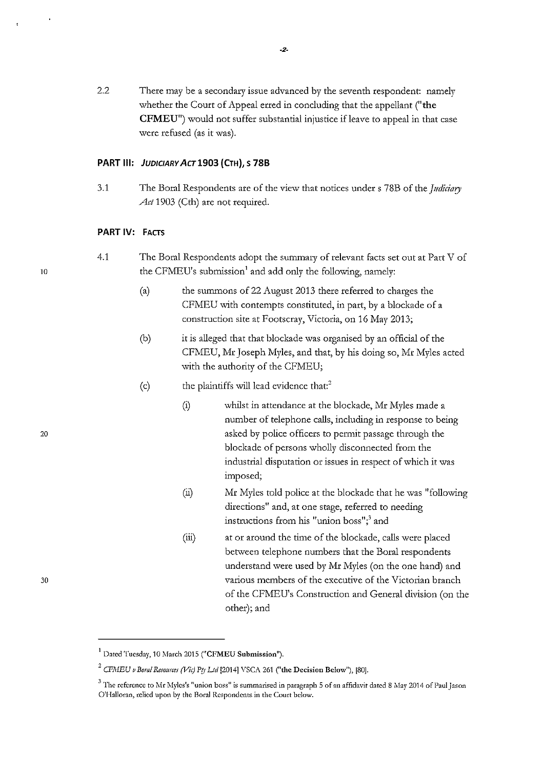2.2 There may be a secondary issue advanced by the seventh respondent: namely whether the Court of Appeal erred in concluding that the appellant (**"the CFMEU"**) would not suffer substantial injustice if leave to appeal in that case were refused (as it was).

## PART III: *JUDICIARY ACT* 1903 (CTH), S 78B

3.1 The Boral Respondents are of the view that notices under s 78B of the *Judiciary Act* 1903 (Cth) are not required.

## PART IV: FACTS

4.1 The Boral Respondents adopt the summary of relevant facts set out at Part V of the CFMEU's submission[1] and add only the following, namely:

(a) the summons of 22 August 2013 there referred to charges the CFMEU with contempts constituted, in part, by a blockade of a construction site at Footscray, Victoria, on 16 May 2013;

(b) it is alleged that that blockade was organised by an official of the CFMEU, Mr Joseph Myles, and that, by his doing so, Mr Myles acted with the authority of the CFMEU;

(c) the plaintiffs will lead evidence that:[2]

(i) whilst in attendance at the blockade, Mr Myles made a number of telephone calls, including in response to being asked by police officers to permit passage through the blockade of persons wholly disconnected from the industrial disputation or issues in respect of which it was imposed;

(ii) Mr Myles told police at the blockade that he was "following directions" and, at one stage, referred to needing instructions from his "union boss";[3] and

(iii) at or around the time of the blockade, calls were placed between telephone numbers that the Boral respondents understand were used by Mr Myles (on the one hand) and various members of the executive of the Victorian branch of the CFMEU's Construction and General division (on the other); and

---

[1] Dated Tuesday, 10 March 2015 (**"CFMEU Submission"**).

[2] *CFMEU v Boral Resources (Vic) Pty Ltd* [2014] VSCA 261 (**"the Decision Below"**), [80].

[3] The reference to Mr Myles's "union boss" is summarised in paragraph 5 of an affidavit dated 8 May 2014 of Paul Jason O'Halloran, relied upon by the Boral Respondents in the Court below.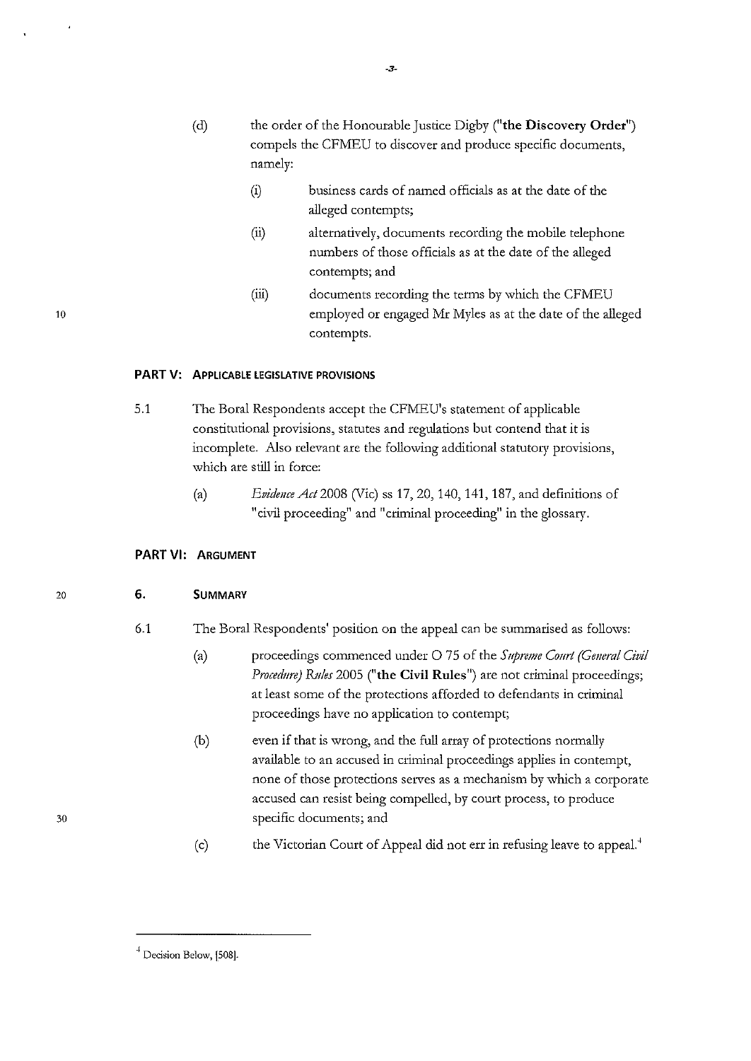(d) the order of the Honourable Justice Digby (**"the Discovery Order"**) compels the CFMEU to discover and produce specific documents, namely:

  (i) business cards of named officials as at the date of the alleged contempts;

  (ii) alternatively, documents recording the mobile telephone numbers of those officials as at the date of the alleged contempts; and

  (iii) documents recording the terms by which the CFMEU employed or engaged Mr Myles as at the date of the alleged contempts.

## PART V: APPLICABLE LEGISLATIVE PROVISIONS

5.1 The Boral Respondents accept the CFMEU's statement of applicable constitutional provisions, statutes and regulations but contend that it is incomplete. Also relevant are the following additional statutory provisions, which are still in force:

  (a) *Evidence Act* 2008 (Vic) ss 17, 20, 140, 141, 187, and definitions of "civil proceeding" and "criminal proceeding" in the glossary.

## PART VI: ARGUMENT

### 6. SUMMARY

6.1 The Boral Respondents' position on the appeal can be summarised as follows:

  (a) proceedings commenced under O 75 of the *Supreme Court (General Civil Procedure) Rules* 2005 (**"the Civil Rules"**) are not criminal proceedings; at least some of the protections afforded to defendants in criminal proceedings have no application to contempt;

  (b) even if that is wrong, and the full array of protections normally available to an accused in criminal proceedings applies in contempt, none of those protections serves as a mechanism by which a corporate accused can resist being compelled, by court process, to produce specific documents; and

  (c) the Victorian Court of Appeal did not err in refusing leave to appeal.[4]

---

[4] Decision Below, [508].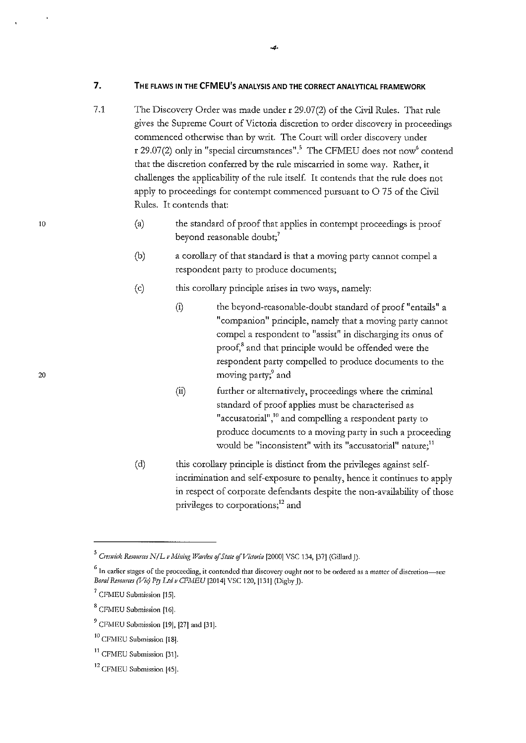## 7. THE FLAWS IN THE CFMEU'S ANALYSIS AND THE CORRECT ANALYTICAL FRAMEWORK

7.1 The Discovery Order was made under r 29.07(2) of the Civil Rules. That rule gives the Supreme Court of Victoria discretion to order discovery in proceedings commenced otherwise than by writ. The Court will order discovery under r 29.07(2) only in "special circumstances".[5] The CFMEU does not now[6] contend that the discretion conferred by the rule miscarried in some way. Rather, it challenges the applicability of the rule itself. It contends that the rule does not apply to proceedings for contempt commenced pursuant to O 75 of the Civil Rules. It contends that:

(a) the standard of proof that applies in contempt proceedings is proof beyond reasonable doubt;[7]

(b) a corollary of that standard is that a moving party cannot compel a respondent party to produce documents;

(c) this corollary principle arises in two ways, namely:

 (i) the beyond-reasonable-doubt standard of proof "entails" a "companion" principle, namely that a moving party cannot compel a respondent to "assist" in discharging its onus of proof,[8] and that principle would be offended were the respondent party compelled to produce documents to the moving party;[9] and

 (ii) further or alternatively, proceedings where the criminal standard of proof applies must be characterised as "accusatorial",[10] and compelling a respondent party to produce documents to a moving party in such a proceeding would be "inconsistent" with its "accusatorial" nature;[11]

(d) this corollary principle is distinct from the privileges against self-incrimination and self-exposure to penalty, hence it continues to apply in respect of corporate defendants despite the non-availability of those privileges to corporations;[12] and

---

[5] *Creswick Resources N/L v Mining Warden of State of Victoria* [2000] VSC 134, [37] (Gillard J).

[6] In earlier stages of the proceeding, it contended that discovery ought not to be ordered as a matter of discretion—see *Boral Resources (Vic) Pty Ltd v CFMEU* [2014] VSC 120, [131] (Digby J).

[7] CFMEU Submission [15].

[8] CFMEU Submission [16].

[9] CFMEU Submission [19], [27] and [31].

[10] CFMEU Submission [18].

[11] CFMEU Submission [31].

[12] CFMEU Submission [45].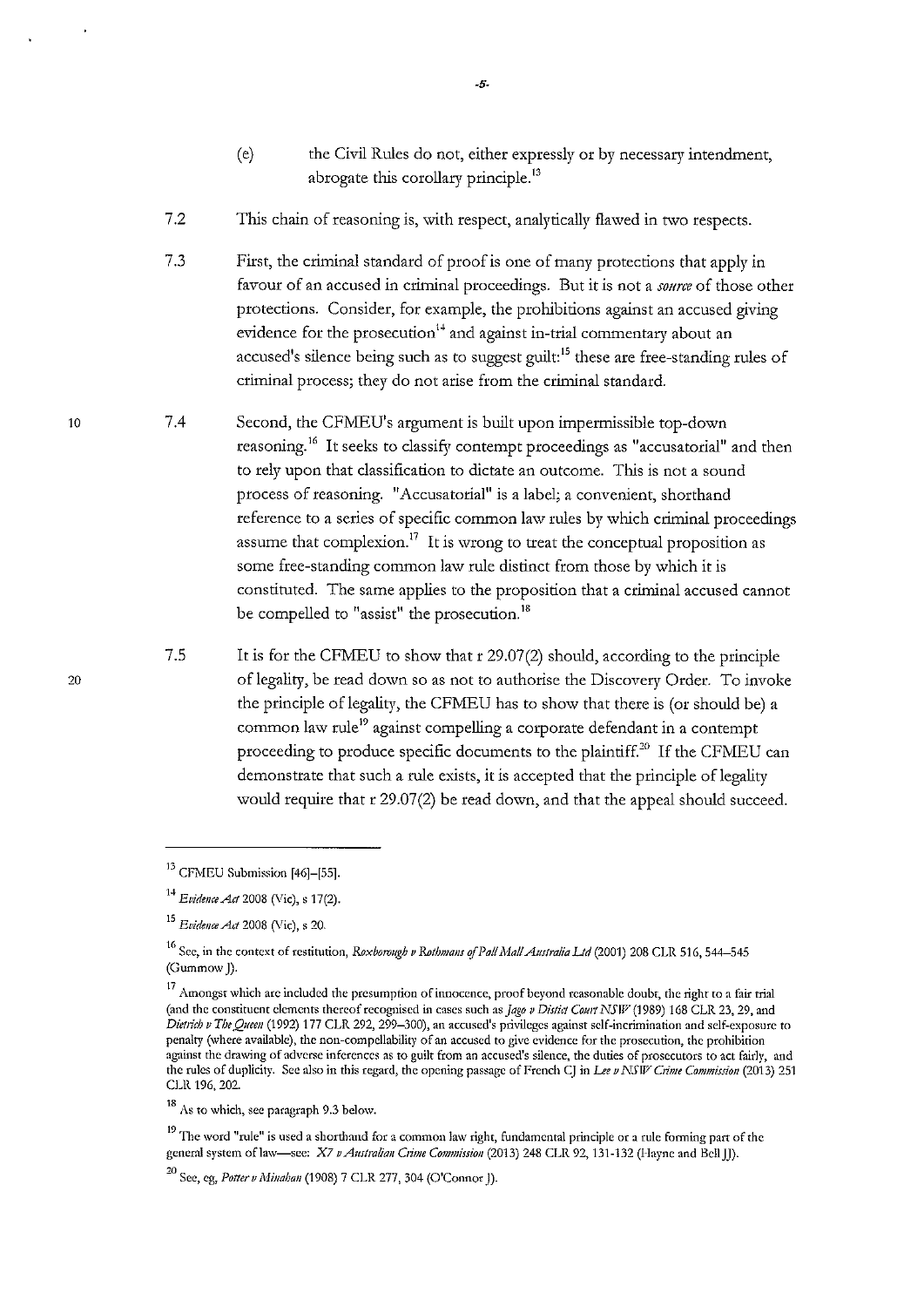(e) the Civil Rules do not, either expressly or by necessary intendment, abrogate this corollary principle.[13]

7.2 This chain of reasoning is, with respect, analytically flawed in two respects.

7.3 First, the criminal standard of proof is one of many protections that apply in favour of an accused in criminal proceedings. But it is not a *source* of those other protections. Consider, for example, the prohibitions against an accused giving evidence for the prosecution[14] and against in-trial commentary about an accused's silence being such as to suggest guilt:[15] these are free-standing rules of criminal process; they do not arise from the criminal standard.

7.4 Second, the CFMEU's argument is built upon impermissible top-down reasoning.[16] It seeks to classify contempt proceedings as "accusatorial" and then to rely upon that classification to dictate an outcome. This is not a sound process of reasoning. "Accusatorial" is a label; a convenient, shorthand reference to a series of specific common law rules by which criminal proceedings assume that complexion.[17] It is wrong to treat the conceptual proposition as some free-standing common law rule distinct from those by which it is constituted. The same applies to the proposition that a criminal accused cannot be compelled to "assist" the prosecution.[18]

7.5 It is for the CFMEU to show that r 29.07(2) should, according to the principle of legality, be read down so as not to authorise the Discovery Order. To invoke the principle of legality, the CFMEU has to show that there is (or should be) a common law rule[19] against compelling a corporate defendant in a contempt proceeding to produce specific documents to the plaintiff.[20] If the CFMEU can demonstrate that such a rule exists, it is accepted that the principle of legality would require that r 29.07(2) be read down, and that the appeal should succeed.

---

[13] CFMEU Submission [46]–[55].

[14] *Evidence Act* 2008 (Vic), s 17(2).

[15] *Evidence Act* 2008 (Vic), s 20.

[16] See, in the context of restitution, *Roxborough v Rothmans of Pall Mall Australia Ltd* (2001) 208 CLR 516, 544–545 (Gummow J).

[17] Amongst which are included the presumption of innocence, proof beyond reasonable doubt, the right to a fair trial (and the constituent elements thereof recognised in cases such as *Jago v District Court NSW* (1989) 168 CLR 23, 29, and *Dietrich v The Queen* (1992) 177 CLR 292, 299–300), an accused's privileges against self-incrimination and self-exposure to penalty (where available), the non-compellability of an accused to give evidence for the prosecution, the prohibition against the drawing of adverse inferences as to guilt from an accused's silence, the duties of prosecutors to act fairly, and the rules of duplicity. See also in this regard, the opening passage of French CJ in *Lee v NSW Crime Commission* (2013) 251 CLR 196, 202.

[18] As to which, see paragraph 9.3 below.

[19] The word "rule" is used a shorthand for a common law right, fundamental principle or a rule forming part of the general system of law—see: *X7 v Australian Crime Commission* (2013) 248 CLR 92, 131-132 (Hayne and Bell JJ).

[20] See, eg, *Potter v Minahan* (1908) 7 CLR 277, 304 (O'Connor J).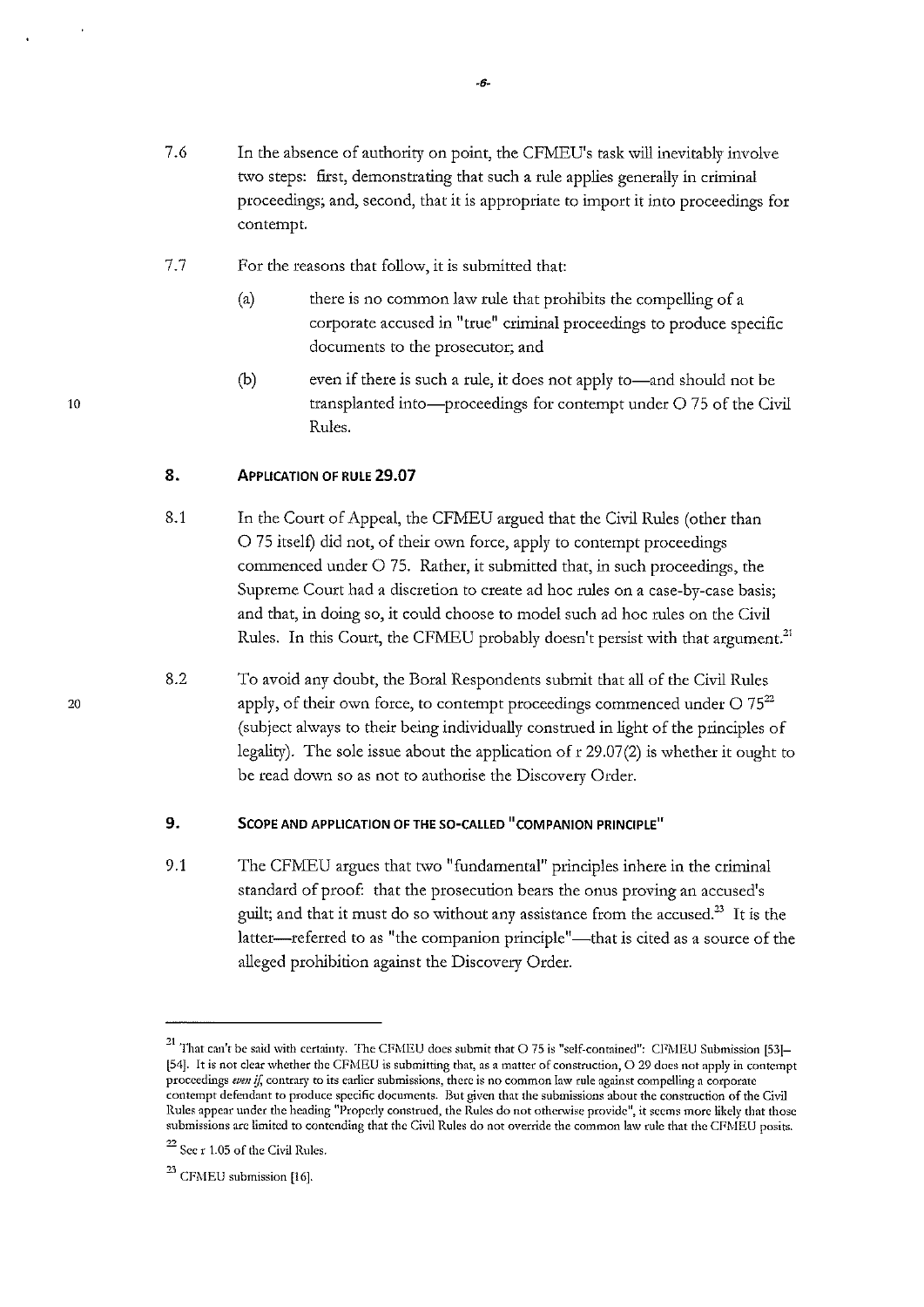7.6 In the absence of authority on point, the CFMEU's task will inevitably involve two steps: first, demonstrating that such a rule applies generally in criminal proceedings; and, second, that it is appropriate to import it into proceedings for contempt.

7.7 For the reasons that follow, it is submitted that:

(a) there is no common law rule that prohibits the compelling of a corporate accused in "true" criminal proceedings to produce specific documents to the prosecutor; and

(b) even if there is such a rule, it does not apply to—and should not be transplanted into—proceedings for contempt under O 75 of the Civil Rules.

## 8. APPLICATION OF RULE 29.07

8.1 In the Court of Appeal, the CFMEU argued that the Civil Rules (other than O 75 itself) did not, of their own force, apply to contempt proceedings commenced under O 75. Rather, it submitted that, in such proceedings, the Supreme Court had a discretion to create ad hoc rules on a case-by-case basis; and that, in doing so, it could choose to model such ad hoc rules on the Civil Rules. In this Court, the CFMEU probably doesn't persist with that argument.[21]

8.2 To avoid any doubt, the Boral Respondents submit that all of the Civil Rules apply, of their own force, to contempt proceedings commenced under O 75[22] (subject always to their being individually construed in light of the principles of legality). The sole issue about the application of r 29.07(2) is whether it ought to be read down so as not to authorise the Discovery Order.

## 9. SCOPE AND APPLICATION OF THE SO-CALLED "COMPANION PRINCIPLE"

9.1 The CFMEU argues that two "fundamental" principles inhere in the criminal standard of proof: that the prosecution bears the onus proving an accused's guilt; and that it must do so without any assistance from the accused.[23] It is the latter—referred to as "the companion principle"—that is cited as a source of the alleged prohibition against the Discovery Order.

---

[21] That can't be said with certainty. The CFMEU does submit that O 75 is "self-contained": CFMEU Submission [53]–[54]. It is not clear whether the CFMEU is submitting that, as a matter of construction, O 29 does not apply in contempt proceedings *even if*, contrary to its earlier submissions, there is no common law rule against compelling a corporate contempt defendant to produce specific documents. But given that the submissions about the construction of the Civil Rules appear under the heading "Properly construed, the Rules do not otherwise provide", it seems more likely that those submissions are limited to contending that the Civil Rules do not override the common law rule that the CFMEU posits.

[22] See r 1.05 of the Civil Rules.

[23] CFMEU submission [16].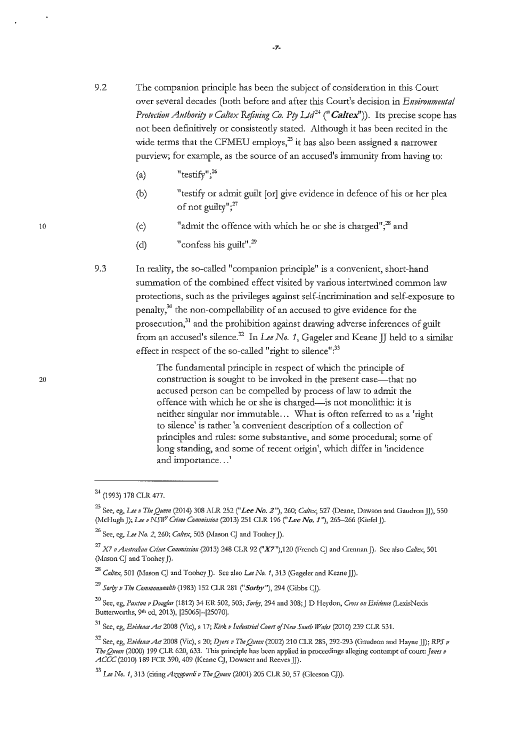9.2 The companion principle has been the subject of consideration in this Court over several decades (both before and after this Court's decision in *Environmental Protection Authority v Caltex Refining Co. Pty Ltd*[24] ("***Caltex***")). Its precise scope has not been definitively or consistently stated. Although it has been recited in the wide terms that the CFMEU employs,[25] it has also been assigned a narrower purview; for example, as the source of an accused's immunity from having to:

(a) "testify";[26]

(b) "testify or admit guilt [or] give evidence in defence of his or her plea of not guilty";[27]

(c) "admit the offence with which he or she is charged";[28] and

(d) "confess his guilt".[29]

9.3 In reality, the so-called "companion principle" is a convenient, short-hand summation of the combined effect visited by various intertwined common law protections, such as the privileges against self-incrimination and self-exposure to penalty,[30] the non-compellability of an accused to give evidence for the prosecution,[31] and the prohibition against drawing adverse inferences of guilt from an accused's silence.[32] In *Lee No. 1*, Gageler and Keane JJ held to a similar effect in respect of the so-called "right to silence":[33]

> The fundamental principle in respect of which the principle of construction is sought to be invoked in the present case—that no accused person can be compelled by process of law to admit the offence with which he or she is charged—is not monolithic: it is neither singular nor immutable... What is often referred to as a 'right to silence' is rather 'a convenient description of a collection of principles and rules: some substantive, and some procedural; some of long standing, and some of recent origin', which differ in 'incidence and importance...'

---

[24] (1993) 178 CLR 477.

[25] See, eg, *Lee v The Queen* (2014) 308 ALR 252 ("***Lee No. 2***"), 260; *Caltex*, 527 (Deane, Dawson and Gaudron JJ), 550 (McHugh J); *Lee v NSW Crime Commission* (2013) 251 CLR 196 ("***Lee No. 1***"), 265–266 (Kiefel J).

[26] See, eg, *Lee No. 2*, 260; *Caltex*, 503 (Mason CJ and Toohey J).

[27] *X7 v Australian Crime Commission* (2013) 248 CLR 92 ("***X7***"),120 (French CJ and Crennan J). See also *Caltex*, 501 (Mason CJ and Toohey J).

[28] *Caltex*, 501 (Mason CJ and Toohey J). See also *Lee No. 1*, 313 (Gageler and Keane JJ).

[29] *Sorby v The Commonwealth* (1983) 152 CLR 281 ("***Sorby***"), 294 (Gibbs CJ).

[30] See, eg, *Paxton v Douglas* (1812) 34 ER 502, 503; *Sorby*, 294 and 308; J D Heydon, *Cross on Evidence* (LexisNexis Butterworths, 9th ed, 2013), [25065]–[25070].

[31] See, eg, *Evidence Act* 2008 (Vic), s 17; *Kirk v Industrial Court of New South Wales* (2010) 239 CLR 531.

[32] See, eg, *Evidence Act* 2008 (Vic), s 20; *Dyers v The Queen* (2002) 210 CLR 285, 292-293 (Gaudron and Hayne JJ); *RPS v The Queen* (2000) 199 CLR 620, 633. This principle has been applied in proceedings alleging contempt of court: *Jones v ACCC* (2010) 189 FCR 390, 409 (Keane CJ, Dowsett and Reeves JJ).

[33] *Lee No. 1*, 313 (citing *Azzopardi v The Queen* (2001) 205 CLR 50, 57 (Gleeson CJ)).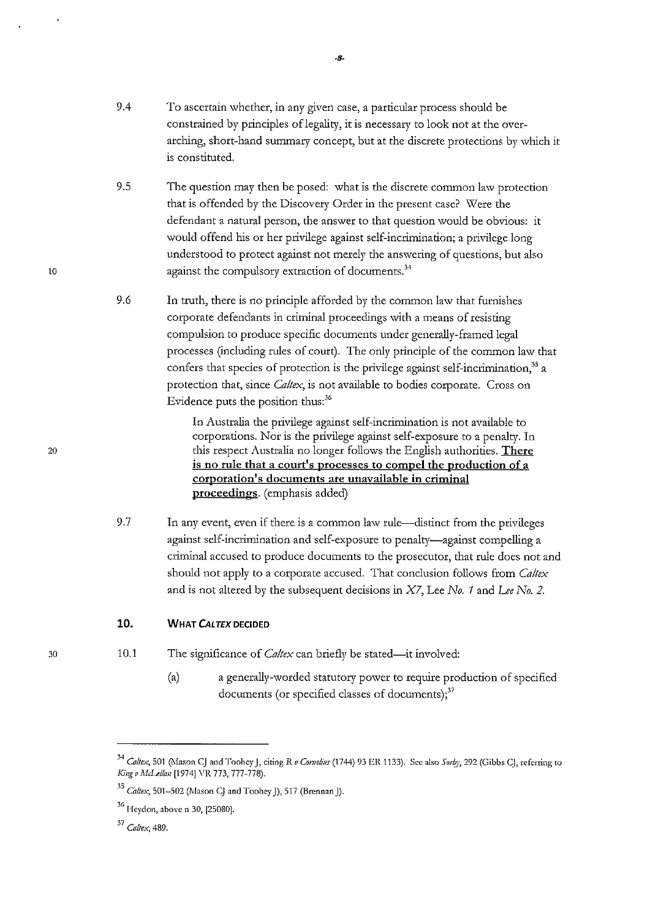9.4 To ascertain whether, in any given case, a particular process should be constrained by principles of legality, it is necessary to look not at the over-arching, short-hand summary concept, but at the discrete protections by which it is constituted.

9.5 The question may then be posed: what is the discrete common law protection that is offended by the Discovery Order in the present case? Were the defendant a natural person, the answer to that question would be obvious: it would offend his or her privilege against self-incrimination; a privilege long understood to protect against not merely the answering of questions, but also against the compulsory extraction of documents.[34]

9.6 In truth, there is no principle afforded by the common law that furnishes corporate defendants in criminal proceedings with a means of resisting compulsion to produce specific documents under generally-framed legal processes (including rules of court). The only principle of the common law that confers that species of protection is the privilege against self-incrimination,[35] a protection that, since *Caltex*, is not available to bodies corporate. Cross on Evidence puts the position thus:[36]

> In Australia the privilege against self-incrimination is not available to corporations. Nor is the privilege against self-exposure to a penalty. In this respect Australia no longer follows the English authorities. **There is no rule that a court's processes to compel the production of a corporation's documents are unavailable in criminal proceedings**. (emphasis added)

9.7 In any event, even if there is a common law rule—distinct from the privileges against self-incrimination and self-exposure to penalty—against compelling a criminal accused to produce documents to the prosecutor, that rule does not and should not apply to a corporate accused. That conclusion follows from *Caltex* and is not altered by the subsequent decisions in *X7*, Lee *No. 1* and *Lee No. 2*.

## 10. WHAT *CALTEX* DECIDED

10.1 The significance of *Caltex* can briefly be stated—it involved:

(a) a generally-worded statutory power to require production of specified documents (or specified classes of documents);[37]

---

[34] *Caltex*, 501 (Mason CJ and Toohey J, citing *R v Cornelius* (1744) 93 ER 1133). See also *Sorby*, 292 (Gibbs CJ, referring to *King v McLellan* [1974] VR 773, 777-778).

[35] *Caltex*, 501–502 (Mason CJ and Toohey J), 517 (Brennan J).

[36] Heydon, above n 30, [25080].

[37] *Caltex*, 489.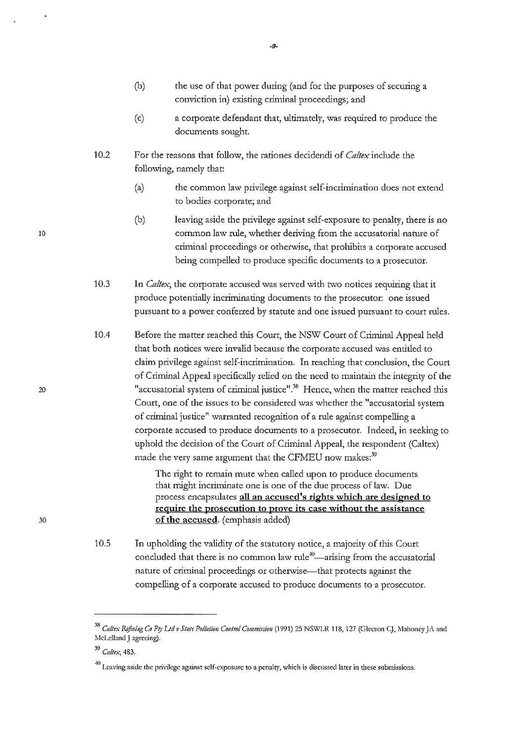(b) the use of that power during (and for the purposes of securing a conviction in) existing criminal proceedings; and

(c) a corporate defendant that, ultimately, was required to produce the documents sought.

10.2 For the reasons that follow, the rationes decidendi of *Caltex* include the following, namely that:

(a) the common law privilege against self-incrimination does not extend to bodies corporate; and

(b) leaving aside the privilege against self-exposure to penalty, there is no common law rule, whether deriving from the accusatorial nature of criminal proceedings or otherwise, that prohibits a corporate accused being compelled to produce specific documents to a prosecutor.

10.3 In *Caltex*, the corporate accused was served with two notices requiring that it produce potentially incriminating documents to the prosecutor: one issued pursuant to a power conferred by statute and one issued pursuant to court rules.

10.4 Before the matter reached this Court, the NSW Court of Criminal Appeal held that both notices were invalid because the corporate accused was entitled to claim privilege against self-incrimination. In reaching that conclusion, the Court of Criminal Appeal specifically relied on the need to maintain the integrity of the "accusatorial system of criminal justice".[38] Hence, when the matter reached this Court, one of the issues to be considered was whether the "accusatorial system of criminal justice" warranted recognition of a rule against compelling a corporate accused to produce documents to a prosecutor. Indeed, in seeking to uphold the decision of the Court of Criminal Appeal, the respondent (Caltex) made the very same argument that the CFMEU now makes:[39]

> The right to remain mute when called upon to produce documents that might incriminate one is one of the due process of law. Due process encapsulates **all an accused's rights which are designed to require the prosecution to prove its case without the assistance of the accused**. (emphasis added)

10.5 In upholding the validity of the statutory notice, a majority of this Court concluded that there is no common law rule[40]—arising from the accusatorial nature of criminal proceedings or otherwise—that protects against the compelling of a corporate accused to produce documents to a prosecutor.

---

[38] *Caltex Refining Co Pty Ltd v State Pollution Control Commission* (1991) 25 NSWLR 118, 127 (Gleeson CJ, Mahoney JA and McLelland J agreeing).

[39] *Caltex*, 483.

[40] Leaving aside the privilege against self-exposure to a penalty, which is discussed later in these submissions.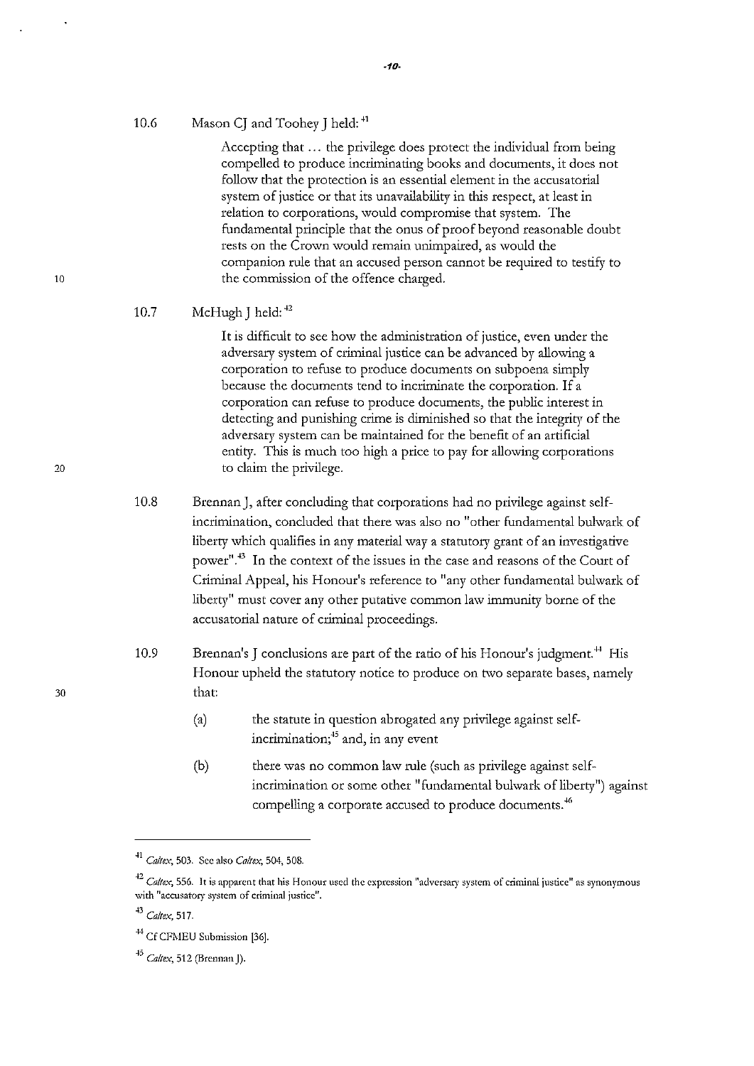10.6 Mason CJ and Toohey J held:[41]

> Accepting that ... the privilege does protect the individual from being compelled to produce incriminating books and documents, it does not follow that the protection is an essential element in the accusatorial system of justice or that its unavailability in this respect, at least in relation to corporations, would compromise that system. The fundamental principle that the onus of proof beyond reasonable doubt rests on the Crown would remain unimpaired, as would the companion rule that an accused person cannot be required to testify to the commission of the offence charged.

10.7 McHugh J held:[42]

> It is difficult to see how the administration of justice, even under the adversary system of criminal justice can be advanced by allowing a corporation to refuse to produce documents on subpoena simply because the documents tend to incriminate the corporation. If a corporation can refuse to produce documents, the public interest in detecting and punishing crime is diminished so that the integrity of the adversary system can be maintained for the benefit of an artificial entity. This is much too high a price to pay for allowing corporations to claim the privilege.

10.8 Brennan J, after concluding that corporations had no privilege against self-incrimination, concluded that there was also no "other fundamental bulwark of liberty which qualifies in any material way a statutory grant of an investigative power".[43] In the context of the issues in the case and reasons of the Court of Criminal Appeal, his Honour's reference to "any other fundamental bulwark of liberty" must cover any other putative common law immunity borne of the accusatorial nature of criminal proceedings.

10.9 Brennan's J conclusions are part of the ratio of his Honour's judgment.[44] His Honour upheld the statutory notice to produce on two separate bases, namely that:

(a) the statute in question abrogated any privilege against self-incrimination;[45] and, in any event

(b) there was no common law rule (such as privilege against self-incrimination or some other "fundamental bulwark of liberty") against compelling a corporate accused to produce documents.[46]

---

[41] *Caltex*, 503. See also *Caltex*, 504, 508.

[42] *Caltex*, 556. It is apparent that his Honour used the expression "adversary system of criminal justice" as synonymous with "accusatory system of criminal justice".

[43] *Caltex*, 517.

[44] Cf CFMEU Submission [36].

[45] *Caltex*, 512 (Brennan J).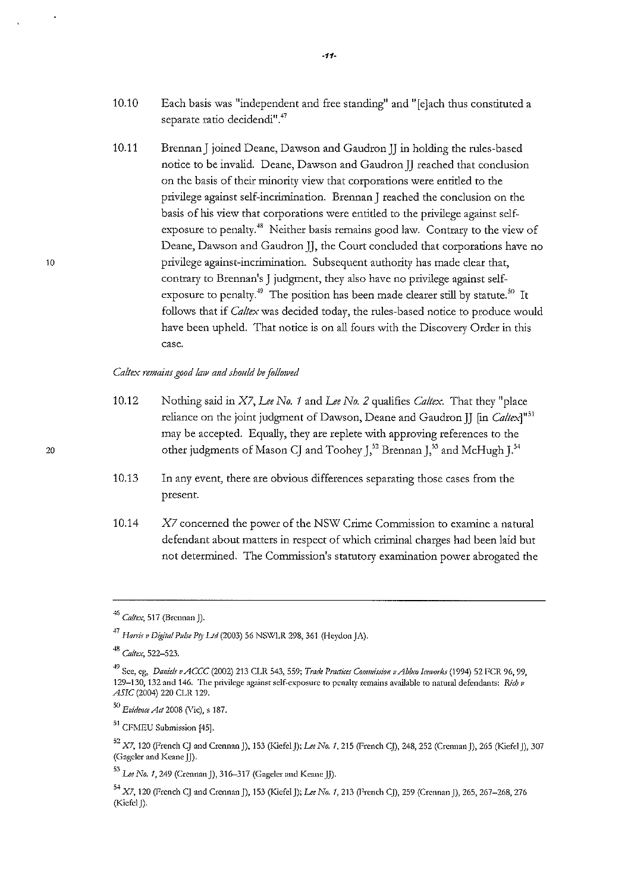10.10 Each basis was "independent and free standing" and "[e]ach thus constituted a separate ratio decidendi".[47]

10.11 Brennan J joined Deane, Dawson and Gaudron JJ in holding the rules-based notice to be invalid. Deane, Dawson and Gaudron JJ reached that conclusion on the basis of their minority view that corporations were entitled to the privilege against self-incrimination. Brennan J reached the conclusion on the basis of his view that corporations were entitled to the privilege against self-exposure to penalty.[48] Neither basis remains good law. Contrary to the view of Deane, Dawson and Gaudron JJ, the Court concluded that corporations have no privilege against-incrimination. Subsequent authority has made clear that, contrary to Brennan's J judgment, they also have no privilege against self-exposure to penalty.[49] The position has been made clearer still by statute.[50] It follows that if *Caltex* was decided today, the rules-based notice to produce would have been upheld. That notice is on all fours with the Discovery Order in this case.

*Caltex remains good law and should be followed*

10.12 Nothing said in *X7*, *Lee No. 1* and *Lee No. 2* qualifies *Caltex*. That they "place reliance on the joint judgment of Dawson, Deane and Gaudron JJ [in *Caltex*]"[51] may be accepted. Equally, they are replete with approving references to the other judgments of Mason CJ and Toohey J,[52] Brennan J,[53] and McHugh J.[54]

10.13 In any event, there are obvious differences separating those cases from the present.

10.14 *X7* concerned the power of the NSW Crime Commission to examine a natural defendant about matters in respect of which criminal charges had been laid but not determined. The Commission's statutory examination power abrogated the

---

[46] *Caltex*, 517 (Brennan J).

[47] *Harris v Digital Pulse Pty Ltd* (2003) 56 NSWLR 298, 361 (Heydon JA).

[48] *Caltex*, 522–523.

[49] See, eg, *Daniels v ACCC* (2002) 213 CLR 543, 559; *Trade Practices Commission v Abbco Iceworks* (1994) 52 FCR 96, 99, 129–130, 132 and 146. The privilege against self-exposure to penalty remains available to natural defendants: *Rich v ASIC* (2004) 220 CLR 129.

[50] *Evidence Act* 2008 (Vic), s 187.

[51] CFMEU Submission [45].

[52] *X7*, 120 (French CJ and Crennan J), 153 (Kiefel J); *Lee No. 1*, 215 (French CJ), 248, 252 (Crennan J), 265 (Kiefel J), 307 (Gageler and Keane JJ).

[53] *Lee No. 1*, 249 (Crennan J), 316–317 (Gageler and Keane JJ).

[54] *X7*, 120 (French CJ and Crennan J), 153 (Kiefel J); *Lee No. 1*, 213 (French CJ), 259 (Crennan J), 265, 267–268, 276 (Kiefel J).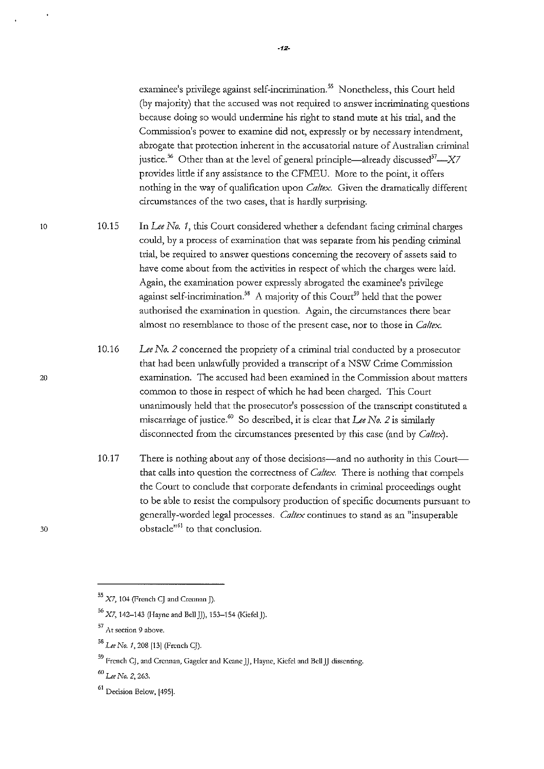examinee's privilege against self-incrimination.[55] Nonetheless, this Court held (by majority) that the accused was not required to answer incriminating questions because doing so would undermine his right to stand mute at his trial, and the Commission's power to examine did not, expressly or by necessary intendment, abrogate that protection inherent in the accusatorial nature of Australian criminal justice.[56] Other than at the level of general principle—already discussed[57]—*X7* provides little if any assistance to the CFMEU. More to the point, it offers nothing in the way of qualification upon *Caltex*. Given the dramatically different circumstances of the two cases, that is hardly surprising.

10.15 In *Lee No. 1*, this Court considered whether a defendant facing criminal charges could, by a process of examination that was separate from his pending criminal trial, be required to answer questions concerning the recovery of assets said to have come about from the activities in respect of which the charges were laid. Again, the examination power expressly abrogated the examinee's privilege against self-incrimination.[58] A majority of this Court[59] held that the power authorised the examination in question. Again, the circumstances there bear almost no resemblance to those of the present case, nor to those in *Caltex*.

10.16 *Lee No. 2* concerned the propriety of a criminal trial conducted by a prosecutor that had been unlawfully provided a transcript of a NSW Crime Commission examination. The accused had been examined in the Commission about matters common to those in respect of which he had been charged. This Court unanimously held that the prosecutor's possession of the transcript constituted a miscarriage of justice.[60] So described, it is clear that *Lee No. 2* is similarly disconnected from the circumstances presented by this case (and by *Caltex*).

10.17 There is nothing about any of those decisions—and no authority in this Court—that calls into question the correctness of *Caltex*. There is nothing that compels the Court to conclude that corporate defendants in criminal proceedings ought to be able to resist the compulsory production of specific documents pursuant to generally-worded legal processes. *Caltex* continues to stand as an "insuperable obstacle"[61] to that conclusion.

---

[55] *X7*, 104 (French CJ and Crennan J).

[56] *X7*, 142–143 (Hayne and Bell JJ), 153–154 (Kiefel J).

[57] At section 9 above.

[58] *Lee No. 1*, 208 [13] (French CJ).

[59] French CJ, and Crennan, Gageler and Keane JJ, Hayne, Kiefel and Bell JJ dissenting.

[60] *Lee No. 2*, 263.

[61] Decision Below, [495].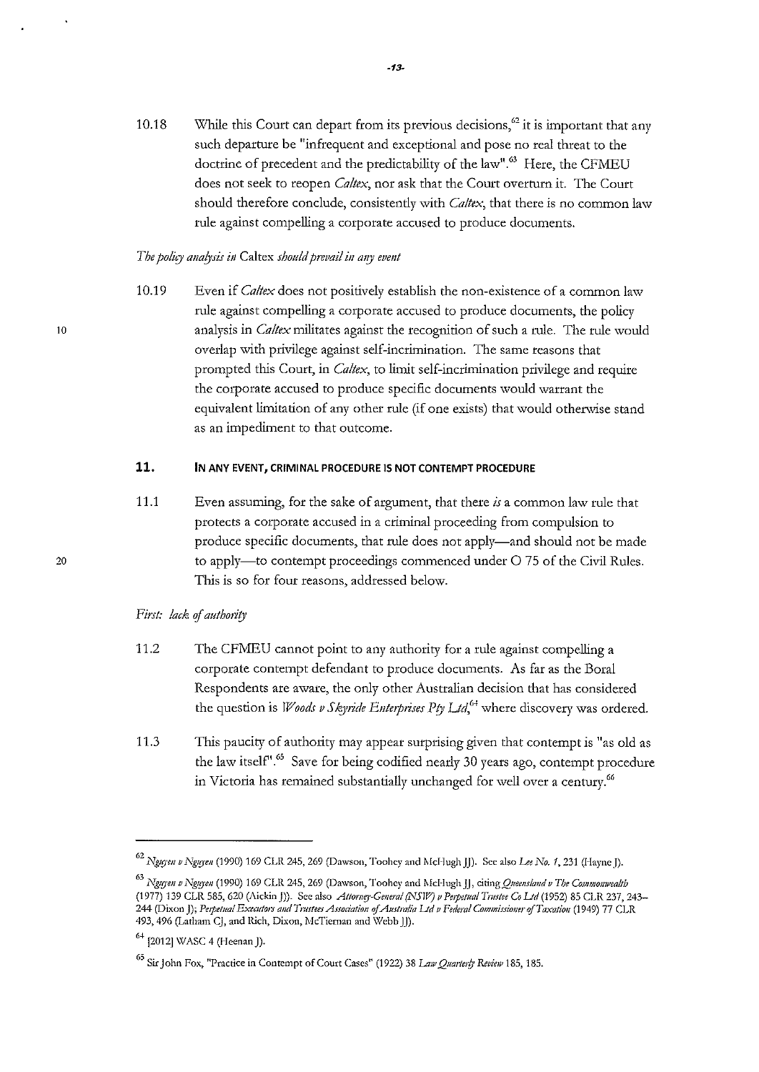10.18 While this Court can depart from its previous decisions,[62] it is important that any such departure be "infrequent and exceptional and pose no real threat to the doctrine of precedent and the predictability of the law".[63] Here, the CFMEU does not seek to reopen *Caltex*, nor ask that the Court overturn it. The Court should therefore conclude, consistently with *Caltex*, that there is no common law rule against compelling a corporate accused to produce documents.

*The policy analysis in* Caltex *should prevail in any event*

10.19 Even if *Caltex* does not positively establish the non-existence of a common law rule against compelling a corporate accused to produce documents, the policy analysis in *Caltex* militates against the recognition of such a rule. The rule would overlap with privilege against self-incrimination. The same reasons that prompted this Court, in *Caltex*, to limit self-incrimination privilege and require the corporate accused to produce specific documents would warrant the equivalent limitation of any other rule (if one exists) that would otherwise stand as an impediment to that outcome.

## 11. IN ANY EVENT, CRIMINAL PROCEDURE IS NOT CONTEMPT PROCEDURE

11.1 Even assuming, for the sake of argument, that there *is* a common law rule that protects a corporate accused in a criminal proceeding from compulsion to produce specific documents, that rule does not apply—and should not be made to apply—to contempt proceedings commenced under O 75 of the Civil Rules. This is so for four reasons, addressed below.

*First: lack of authority*

11.2 The CFMEU cannot point to any authority for a rule against compelling a corporate contempt defendant to produce documents. As far as the Boral Respondents are aware, the only other Australian decision that has considered the question is *Woods v Skyride Enterprises Pty Ltd*,[64] where discovery was ordered.

11.3 This paucity of authority may appear surprising given that contempt is "as old as the law itself".[65] Save for being codified nearly 30 years ago, contempt procedure in Victoria has remained substantially unchanged for well over a century.[66]

---

[62] *Nguyen v Nguyen* (1990) 169 CLR 245, 269 (Dawson, Toohey and McHugh JJ). See also *Lee No. 1*, 231 (Hayne J).

[63] *Nguyen v Nguyen* (1990) 169 CLR 245, 269 (Dawson, Toohey and McHugh JJ, citing *Queensland v The Commonwealth* (1977) 139 CLR 585, 620 (Aickin J)). See also *Attorney-General (NSW) v Perpetual Trustee Co Ltd* (1952) 85 CLR 237, 243–244 (Dixon J); *Perpetual Executors and Trustees Association of Australia Ltd v Federal Commissioner of Taxation* (1949) 77 CLR 493, 496 (Latham CJ, and Rich, Dixon, McTiernan and Webb JJ).

[64] [2012] WASC 4 (Heenan J).

[65] Sir John Fox, "Practice in Contempt of Court Cases" (1922) 38 *Law Quarterly Review* 185, 185.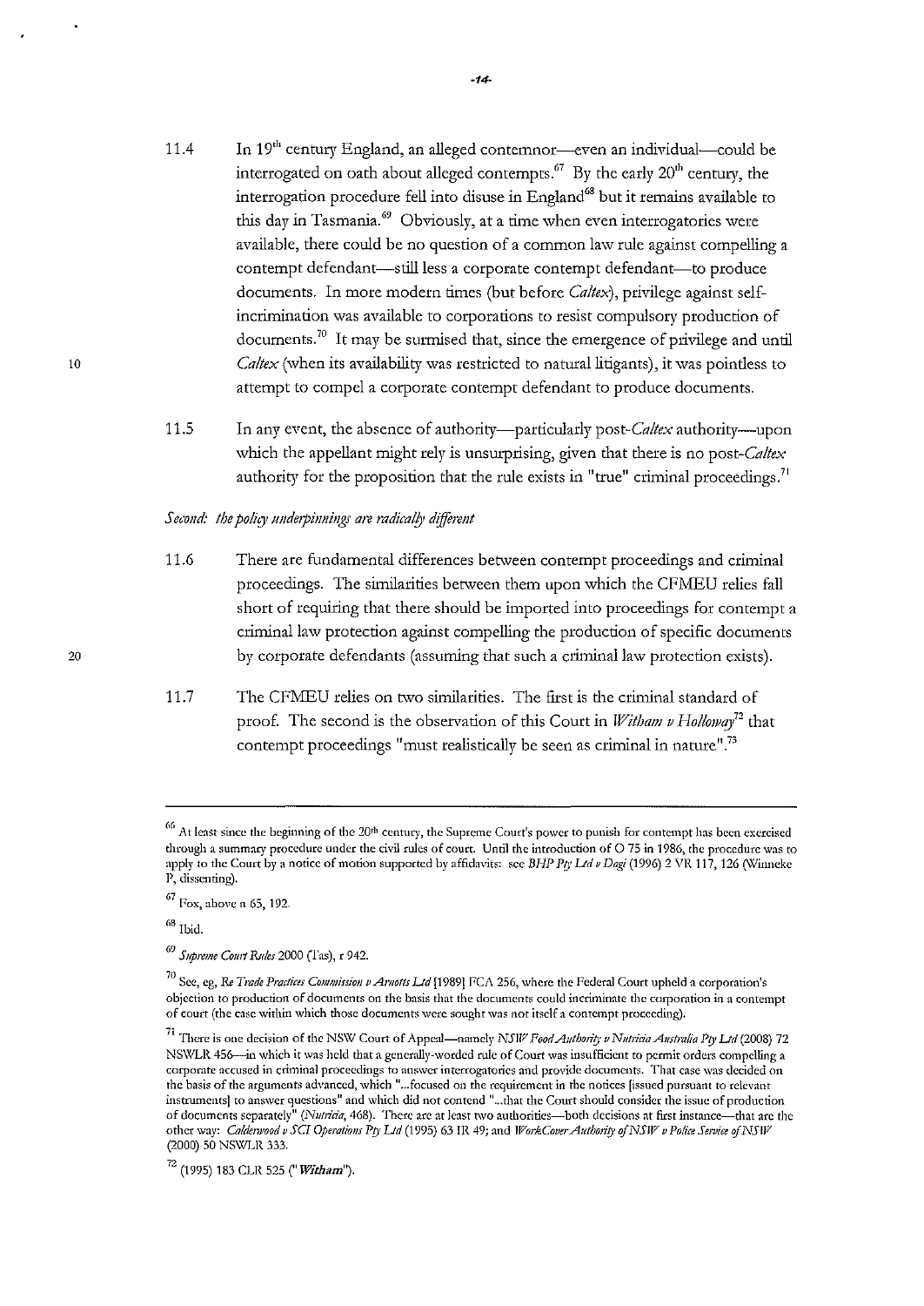11.4 In 19th century England, an alleged contemnor—even an individual—could be interrogated on oath about alleged contempts.[67] By the early 20th century, the interrogation procedure fell into disuse in England[68] but it remains available to this day in Tasmania.[69] Obviously, at a time when even interrogatories were available, there could be no question of a common law rule against compelling a contempt defendant—still less a corporate contempt defendant—to produce documents. In more modern times (but before *Caltex*), privilege against self-incrimination was available to corporations to resist compulsory production of documents.[70] It may be surmised that, since the emergence of privilege and until *Caltex* (when its availability was restricted to natural litigants), it was pointless to attempt to compel a corporate contempt defendant to produce documents.

11.5 In any event, the absence of authority—particularly post-*Caltex* authority—upon which the appellant might rely is unsurprising, given that there is no post-*Caltex* authority for the proposition that the rule exists in "true" criminal proceedings.[71]

*Second: the policy underpinnings are radically different*

11.6 There are fundamental differences between contempt proceedings and criminal proceedings. The similarities between them upon which the CFMEU relies fall short of requiring that there should be imported into proceedings for contempt a criminal law protection against compelling the production of specific documents by corporate defendants (assuming that such a criminal law protection exists).

11.7 The CFMEU relies on two similarities. The first is the criminal standard of proof. The second is the observation of this Court in *Witham v Holloway*[72] that contempt proceedings "must realistically be seen as criminal in nature".[73]

---

[66] At least since the beginning of the 20th century, the Supreme Court's power to punish for contempt has been exercised through a summary procedure under the civil rules of court. Until the introduction of O 75 in 1986, the procedure was to apply to the Court by a notice of motion supported by affidavits: see *BHP Pty Ltd v Dagi* (1996) 2 VR 117, 126 (Winneke P, dissenting).

[67] Fox, above n 65, 192.

[68] Ibid.

[69] *Supreme Court Rules* 2000 (Tas), r 942.

[70] See, eg, *Re Trade Practices Commission v Arnotts Ltd* [1989] FCA 256, where the Federal Court upheld a corporation's objection to production of documents on the basis that the documents could incriminate the corporation in a contempt of court (the case within which those documents were sought was not itself a contempt proceeding).

[71] There is one decision of the NSW Court of Appeal—namely *NSW Food Authority v Nutricia Australia Pty Ltd* (2008) 72 NSWLR 456—in which it was held that a generally-worded rule of Court was insufficient to permit orders compelling a corporate accused in criminal proceedings to answer interrogatories and provide documents. That case was decided on the basis of the arguments advanced, which "...focused on the requirement in the notices [issued pursuant to relevant instruments] to answer questions" and which did not contend "...that the Court should consider the issue of production of documents separately" (*Nutricia*, 468). There are at least two authorities—both decisions at first instance—that are the other way: *Calderwood v SCI Operations Pty Ltd* (1995) 63 IR 49; and *WorkCover Authority of NSW v Police Service of NSW* (2000) 50 NSWLR 333.

[72] (1995) 183 CLR 525 ("***Witham***").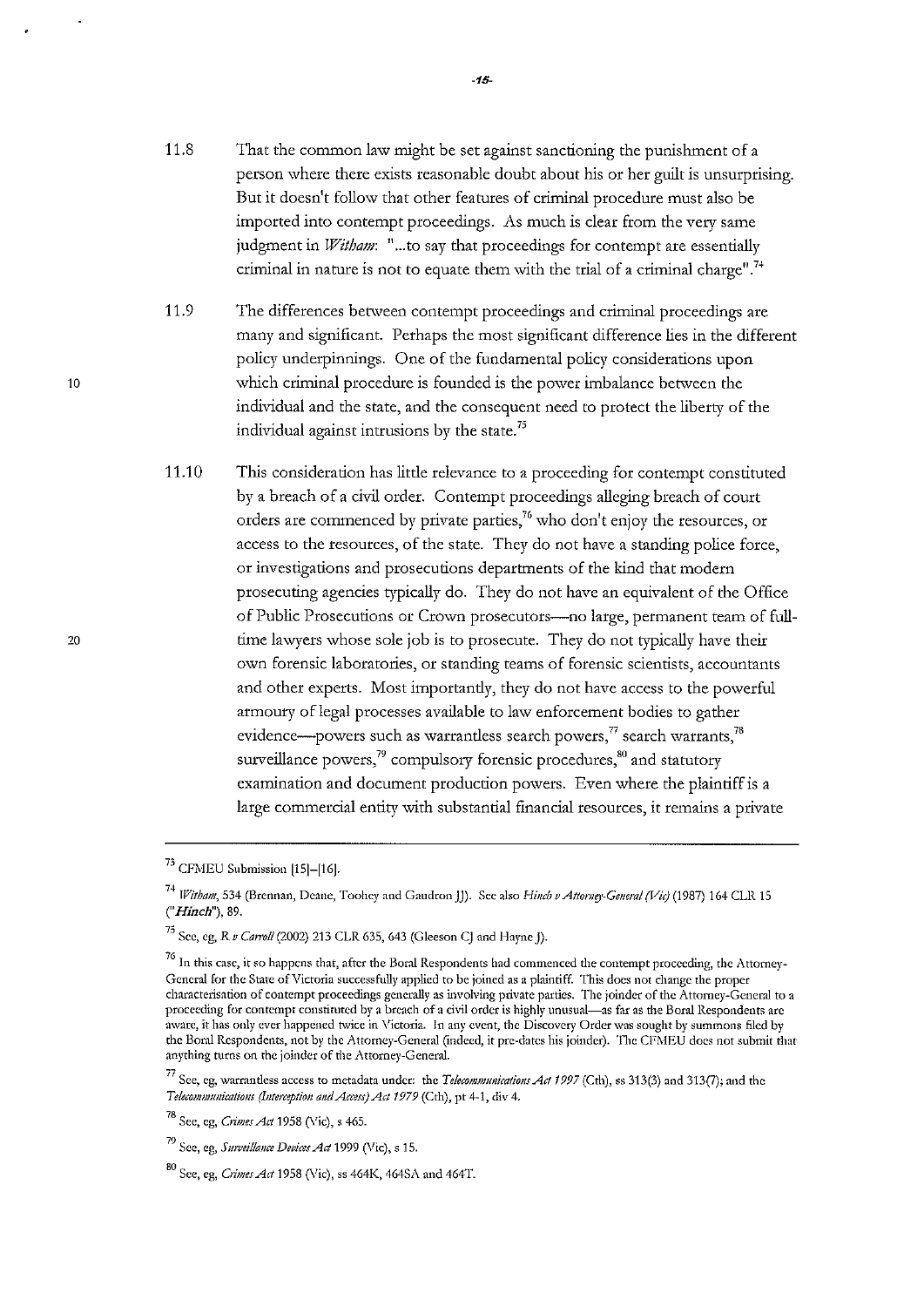11.8 That the common law might be set against sanctioning the punishment of a person where there exists reasonable doubt about his or her guilt is unsurprising. But it doesn't follow that other features of criminal procedure must also be imported into contempt proceedings. As much is clear from the very same judgment in *Witham*: "...to say that proceedings for contempt are essentially criminal in nature is not to equate them with the trial of a criminal charge".[74]

11.9 The differences between contempt proceedings and criminal proceedings are many and significant. Perhaps the most significant difference lies in the different policy underpinnings. One of the fundamental policy considerations upon which criminal procedure is founded is the power imbalance between the individual and the state, and the consequent need to protect the liberty of the individual against intrusions by the state.[75]

11.10 This consideration has little relevance to a proceeding for contempt constituted by a breach of a civil order. Contempt proceedings alleging breach of court orders are commenced by private parties,[76] who don't enjoy the resources, or access to the resources, of the state. They do not have a standing police force, or investigations and prosecutions departments of the kind that modern prosecuting agencies typically do. They do not have an equivalent of the Office of Public Prosecutions or Crown prosecutors—no large, permanent team of full-time lawyers whose sole job is to prosecute. They do not typically have their own forensic laboratories, or standing teams of forensic scientists, accountants and other experts. Most importantly, they do not have access to the powerful armoury of legal processes available to law enforcement bodies to gather evidence—powers such as warrantless search powers,[77] search warrants,[78] surveillance powers,[79] compulsory forensic procedures,[80] and statutory examination and document production powers. Even where the plaintiff is a large commercial entity with substantial financial resources, it remains a private

---

[73] CFMEU Submission [15]–[16].

[74] *Witham*, 534 (Brennan, Deane, Toohey and Gaudron JJ). See also *Hinch v Attorney-General (Vic)* (1987) 164 CLR 15 ("***Hinch***"), 89.

[75] See, eg, *R v Carroll* (2002) 213 CLR 635, 643 (Gleeson CJ and Hayne J).

[76] In this case, it so happens that, after the Boral Respondents had commenced the contempt proceeding, the Attorney-General for the State of Victoria successfully applied to be joined as a plaintiff. This does not change the proper characterisation of contempt proceedings generally as involving private parties. The joinder of the Attorney-General to a proceeding for contempt constituted by a breach of a civil order is highly unusual—as far as the Boral Respondents are aware, it has only ever happened twice in Victoria. In any event, the Discovery Order was sought by summons filed by the Boral Respondents, not by the Attorney-General (indeed, it pre-dates his joinder). The CFMEU does not submit that anything turns on the joinder of the Attorney-General.

[77] See, eg, warrantless access to metadata under: the *Telecommunications Act 1997* (Cth), ss 313(3) and 313(7); and the *Telecommunications (Interception and Access) Act 1979* (Cth), pt 4-1, div 4.

[78] See, eg, *Crimes Act* 1958 (Vic), s 465.

[79] See, eg, *Surveillance Devices Act* 1999 (Vic), s 15.

[80] See, eg, *Crimes Act* 1958 (Vic), ss 464K, 464SA and 464T.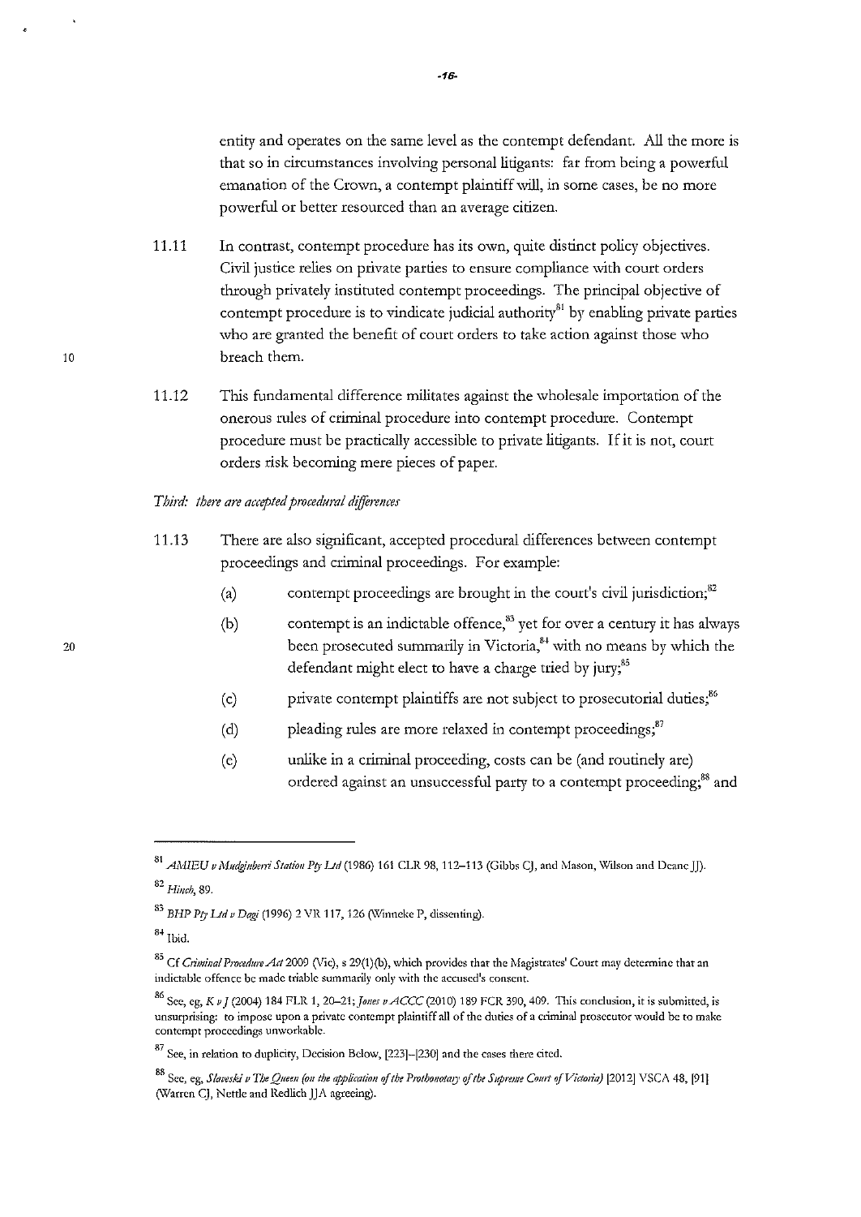entity and operates on the same level as the contempt defendant. All the more is that so in circumstances involving personal litigants: far from being a powerful emanation of the Crown, a contempt plaintiff will, in some cases, be no more powerful or better resourced than an average citizen.

11.11 In contrast, contempt procedure has its own, quite distinct policy objectives. Civil justice relies on private parties to ensure compliance with court orders through privately instituted contempt proceedings. The principal objective of contempt procedure is to vindicate judicial authority[81] by enabling private parties who are granted the benefit of court orders to take action against those who breach them.

11.12 This fundamental difference militates against the wholesale importation of the onerous rules of criminal procedure into contempt procedure. Contempt procedure must be practically accessible to private litigants. If it is not, court orders risk becoming mere pieces of paper.

*Third: there are accepted procedural differences*

11.13 There are also significant, accepted procedural differences between contempt proceedings and criminal proceedings. For example:

(a) contempt proceedings are brought in the court's civil jurisdiction;[82]

(b) contempt is an indictable offence,[83] yet for over a century it has always been prosecuted summarily in Victoria,[84] with no means by which the defendant might elect to have a charge tried by jury;[85]

(c) private contempt plaintiffs are not subject to prosecutorial duties;[86]

(d) pleading rules are more relaxed in contempt proceedings;[87]

(e) unlike in a criminal proceeding, costs can be (and routinely are) ordered against an unsuccessful party to a contempt proceeding;[88] and

---

[81] *AMIEU v Mudginberri Station Pty Ltd* (1986) 161 CLR 98, 112–113 (Gibbs CJ, and Mason, Wilson and Deane JJ).

[82] *Hinch*, 89.

[83] *BHP Pty Ltd v Dagi* (1996) 2 VR 117, 126 (Winneke P, dissenting).

[84] Ibid.

[85] Cf *Criminal Procedure Act* 2009 (Vic), s 29(1)(b), which provides that the Magistrates' Court may determine that an indictable offence be made triable summarily only with the accused's consent.

[86] See, eg, *K v J* (2004) 184 FLR 1, 20–21; *Jones v ACCC* (2010) 189 FCR 390, 409. This conclusion, it is submitted, is unsurprising: to impose upon a private contempt plaintiff all of the duties of a criminal prosecutor would be to make contempt proceedings unworkable.

[87] See, in relation to duplicity, Decision Below, [223]–[230] and the cases there cited.

[88] See, eg, *Slaveski v The Queen (on the application of the Prothonotary of the Supreme Court of Victoria)* [2012] VSCA 48, [91] (Warren CJ, Nettle and Redlich JJA agreeing).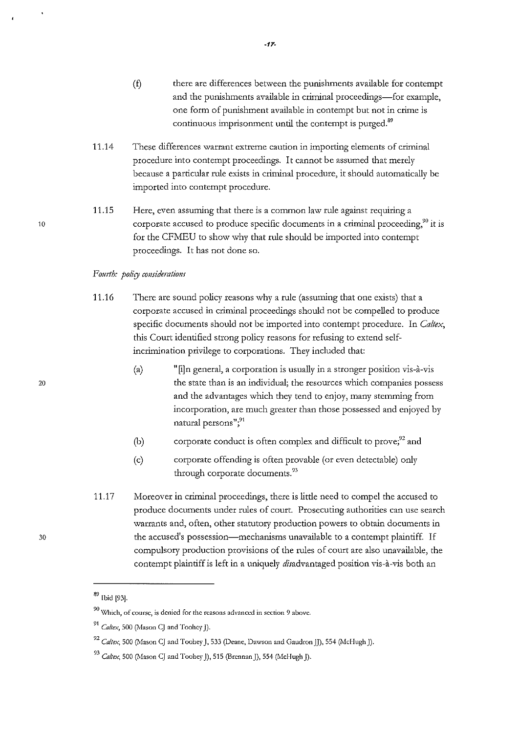(f) there are differences between the punishments available for contempt and the punishments available in criminal proceedings—for example, one form of punishment available in contempt but not in crime is continuous imprisonment until the contempt is purged.[89]

11.14 These differences warrant extreme caution in importing elements of criminal procedure into contempt proceedings. It cannot be assumed that merely because a particular rule exists in criminal procedure, it should automatically be imported into contempt procedure.

11.15 Here, even assuming that there is a common law rule against requiring a corporate accused to produce specific documents in a criminal proceeding,[90] it is for the CFMEU to show why that rule should be imported into contempt proceedings. It has not done so.

*Fourth: policy considerations*

11.16 There are sound policy reasons why a rule (assuming that one exists) that a corporate accused in criminal proceedings should not be compelled to produce specific documents should not be imported into contempt procedure. In *Caltex*, this Court identified strong policy reasons for refusing to extend self-incrimination privilege to corporations. They included that:

(a) "[i]n general, a corporation is usually in a stronger position vis-à-vis the state than is an individual; the resources which companies possess and the advantages which they tend to enjoy, many stemming from incorporation, are much greater than those possessed and enjoyed by natural persons";[91]

(b) corporate conduct is often complex and difficult to prove;[92] and

(c) corporate offending is often provable (or even detectable) only through corporate documents.[93]

11.17 Moreover in criminal proceedings, there is little need to compel the accused to produce documents under rules of court. Prosecuting authorities can use search warrants and, often, other statutory production powers to obtain documents in the accused's possession—mechanisms unavailable to a contempt plaintiff. If compulsory production provisions of the rules of court are also unavailable, the contempt plaintiff is left in a uniquely *dis*advantaged position vis-à-vis both an

---

[89] Ibid [93].

[90] Which, of course, is denied for the reasons advanced in section 9 above.

[91] *Caltex*, 500 (Mason CJ and Toohey J).

[92] *Caltex*, 500 (Mason CJ and Toohey J, 533 (Deane, Dawson and Gaudron JJ), 554 (McHugh J).

[93] *Caltex*, 500 (Mason CJ and Toohey J), 515 (Brennan J), 554 (McHugh J).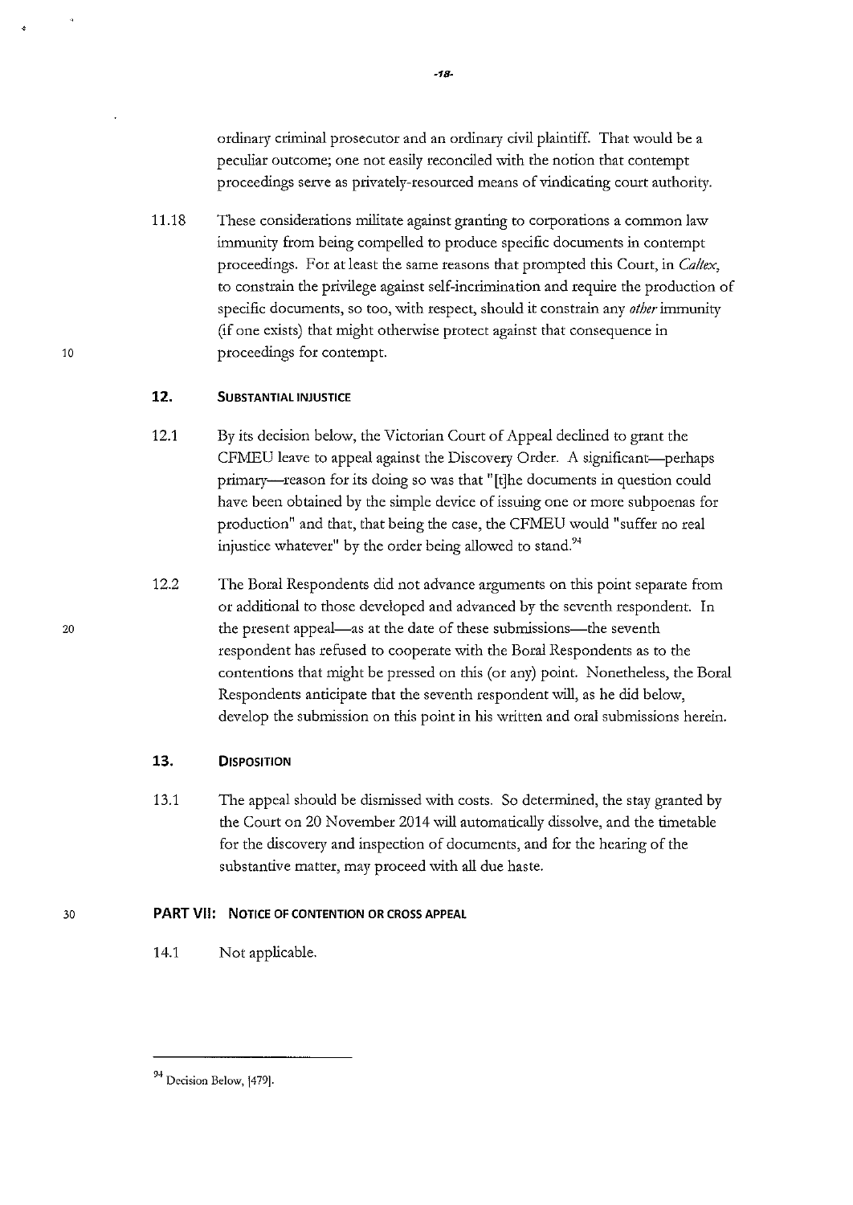ordinary criminal prosecutor and an ordinary civil plaintiff. That would be a peculiar outcome; one not easily reconciled with the notion that contempt proceedings serve as privately-resourced means of vindicating court authority.

11.18 These considerations militate against granting to corporations a common law immunity from being compelled to produce specific documents in contempt proceedings. For at least the same reasons that prompted this Court, in *Caltex*, to constrain the privilege against self-incrimination and require the production of specific documents, so too, with respect, should it constrain any *other* immunity (if one exists) that might otherwise protect against that consequence in proceedings for contempt.

## 12. SUBSTANTIAL INJUSTICE

12.1 By its decision below, the Victorian Court of Appeal declined to grant the CFMEU leave to appeal against the Discovery Order. A significant—perhaps primary—reason for its doing so was that "[t]he documents in question could have been obtained by the simple device of issuing one or more subpoenas for production" and that, that being the case, the CFMEU would "suffer no real injustice whatever" by the order being allowed to stand.[94]

12.2 The Boral Respondents did not advance arguments on this point separate from or additional to those developed and advanced by the seventh respondent. In the present appeal—as at the date of these submissions—the seventh respondent has refused to cooperate with the Boral Respondents as to the contentions that might be pressed on this (or any) point. Nonetheless, the Boral Respondents anticipate that the seventh respondent will, as he did below, develop the submission on this point in his written and oral submissions herein.

## 13. DISPOSITION

13.1 The appeal should be dismissed with costs. So determined, the stay granted by the Court on 20 November 2014 will automatically dissolve, and the timetable for the discovery and inspection of documents, and for the hearing of the substantive matter, may proceed with all due haste.

## PART VII: NOTICE OF CONTENTION OR CROSS APPEAL

14.1 Not applicable.

---

[94] Decision Below, [479].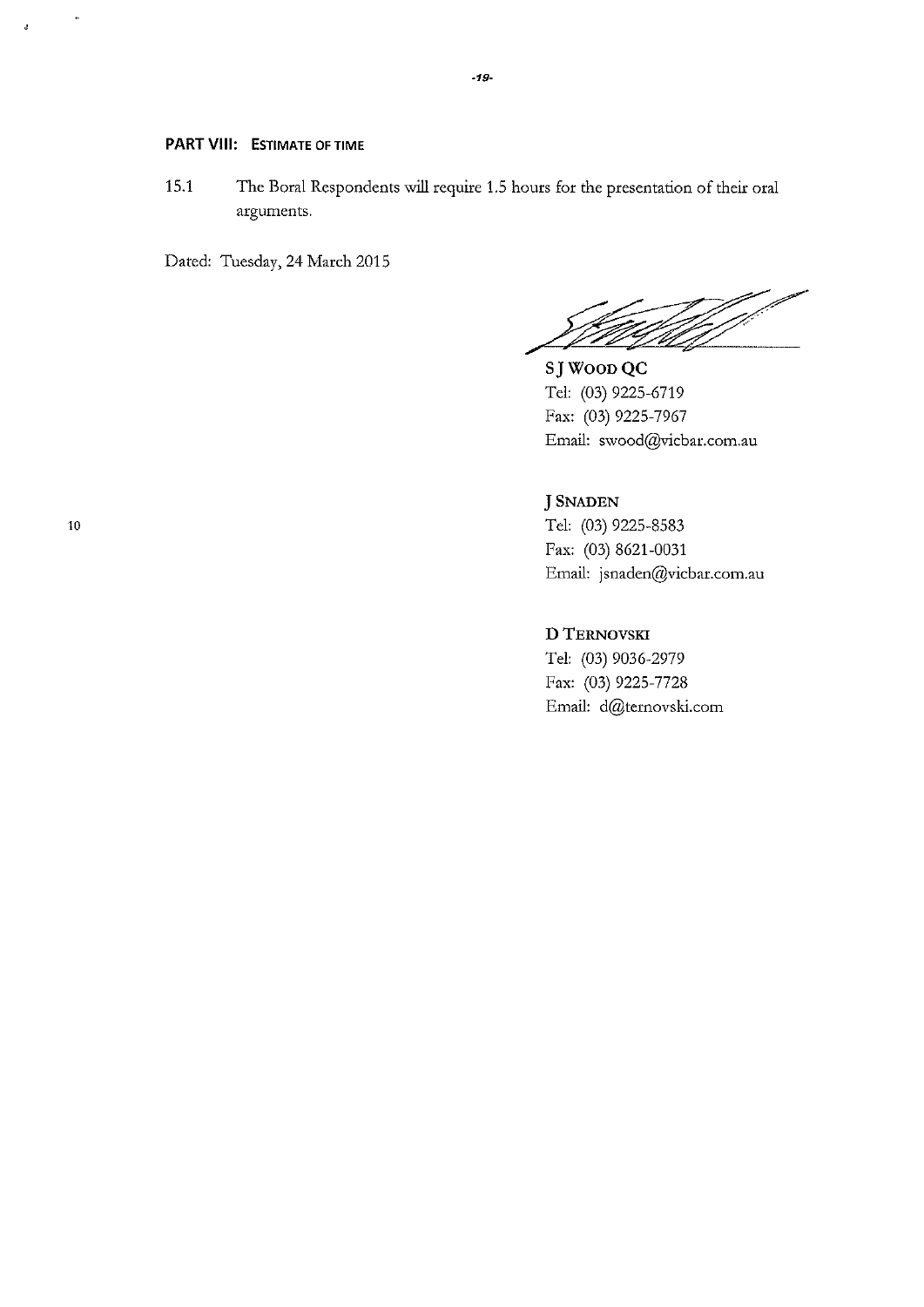**PART VIII: ESTIMATE OF TIME**

15.1 The Boral Respondents will require 1.5 hours for the presentation of their oral arguments.

Dated: Tuesday, 24 March 2015

**S J WOOD QC**
Tel: (03) 9225-6719
Fax: (03) 9225-7967
Email: swood@vicbar.com.au

**J SNADEN**
Tel: (03) 9225-8583
Fax: (03) 8621-0031
Email: jsnaden@vicbar.com.au

**D TERNOVSKI**
Tel: (03) 9036-2979
Fax: (03) 9225-7728
Email: d@ternovski.com